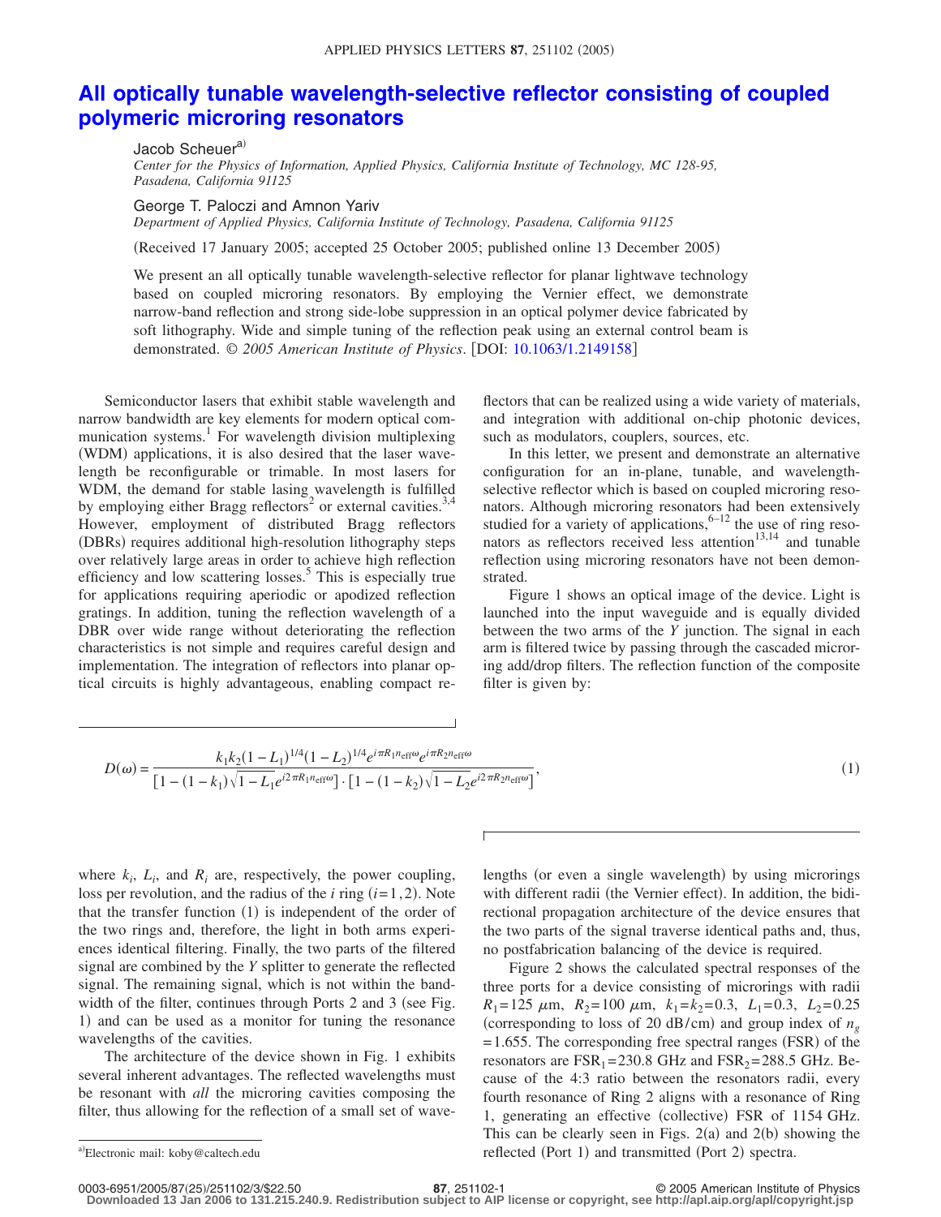# All optically tunable wavelength-selective reflector consisting of coupled polymeric microring resonators

Jacob Scheuer[a)]
*Center for the Physics of Information, Applied Physics, California Institute of Technology, MC 128-95, Pasadena, California 91125*

George T. Paloczi and Amnon Yariv
*Department of Applied Physics, California Institute of Technology, Pasadena, California 91125*

(Received 17 January 2005; accepted 25 October 2005; published online 13 December 2005)

We present an all optically tunable wavelength-selective reflector for planar lightwave technology based on coupled microring resonators. By employing the Vernier effect, we demonstrate narrow-band reflection and strong side-lobe suppression in an optical polymer device fabricated by soft lithography. Wide and simple tuning of the reflection peak using an external control beam is demonstrated. *© 2005 American Institute of Physics*. [DOI: 10.1063/1.2149158]

Semiconductor lasers that exhibit stable wavelength and narrow bandwidth are key elements for modern optical communication systems.[1] For wavelength division multiplexing (WDM) applications, it is also desired that the laser wavelength be reconfigurable or trimable. In most lasers for WDM, the demand for stable lasing wavelength is fulfilled by employing either Bragg reflectors[2] or external cavities.[3,4] However, employment of distributed Bragg reflectors (DBRs) requires additional high-resolution lithography steps over relatively large areas in order to achieve high reflection efficiency and low scattering losses.[5] This is especially true for applications requiring aperiodic or apodized reflection gratings. In addition, tuning the reflection wavelength of a DBR over wide range without deteriorating the reflection characteristics is not simple and requires careful design and implementation. The integration of reflectors into planar optical circuits is highly advantageous, enabling compact reflectors that can be realized using a wide variety of materials, and integration with additional on-chip photonic devices, such as modulators, couplers, sources, etc.

In this letter, we present and demonstrate an alternative configuration for an in-plane, tunable, and wavelength-selective reflector which is based on coupled microring resonators. Although microring resonators had been extensively studied for a variety of applications,[6–12] the use of ring resonators as reflectors received less attention[13,14] and tunable reflection using microring resonators have not been demonstrated.

Figure 1 shows an optical image of the device. Light is launched into the input waveguide and is equally divided between the two arms of the *Y* junction. The signal in each arm is filtered twice by passing through the cascaded microring add/drop filters. The reflection function of the composite filter is given by:

$$D(\omega)=\frac{k_1k_2(1-L_1)^{1/4}(1-L_2)^{1/4}e^{i\pi R_1 n_{\mathrm{eff}}\omega}e^{i\pi R_2 n_{\mathrm{eff}}\omega}}{[1-(1-k_1)\sqrt{1-L_1}e^{i2\pi R_1 n_{\mathrm{eff}}\omega}]\cdot[1-(1-k_2)\sqrt{1-L_2}e^{i2\pi R_2 n_{\mathrm{eff}}\omega}]},\tag{1}$$

where $k_i$, $L_i$, and $R_i$ are, respectively, the power coupling, loss per revolution, and the radius of the *i* ring ($i=1,2$). Note that the transfer function (1) is independent of the order of the two rings and, therefore, the light in both arms experiences identical filtering. Finally, the two parts of the filtered signal are combined by the *Y* splitter to generate the reflected signal. The remaining signal, which is not within the bandwidth of the filter, continues through Ports 2 and 3 (see Fig. 1) and can be used as a monitor for tuning the resonance wavelengths of the cavities.

The architecture of the device shown in Fig. 1 exhibits several inherent advantages. The reflected wavelengths must be resonant with *all* the microring cavities composing the filter, thus allowing for the reflection of a small set of wavelengths (or even a single wavelength) by using microrings with different radii (the Vernier effect). In addition, the bidirectional propagation architecture of the device ensures that the two parts of the signal traverse identical paths and, thus, no postfabrication balancing of the device is required.

Figure 2 shows the calculated spectral responses of the three ports for a device consisting of microrings with radii $R_1=125$ μm, $R_2=100$ μm, $k_1=k_2=0.3$, $L_1=0.3$, $L_2=0.25$ (corresponding to loss of 20 dB/cm) and group index of $n_g=1.655$. The corresponding free spectral ranges (FSR) of the resonators are $\mathrm{FSR}_1=230.8$ GHz and $\mathrm{FSR}_2=288.5$ GHz. Because of the 4:3 ratio between the resonators radii, every fourth resonance of Ring 2 aligns with a resonance of Ring 1, generating an effective (collective) FSR of 1154 GHz. This can be clearly seen in Figs. 2(a) and 2(b) showing the reflected (Port 1) and transmitted (Port 2) spectra.

[a)]Electronic mail: koby@caltech.edu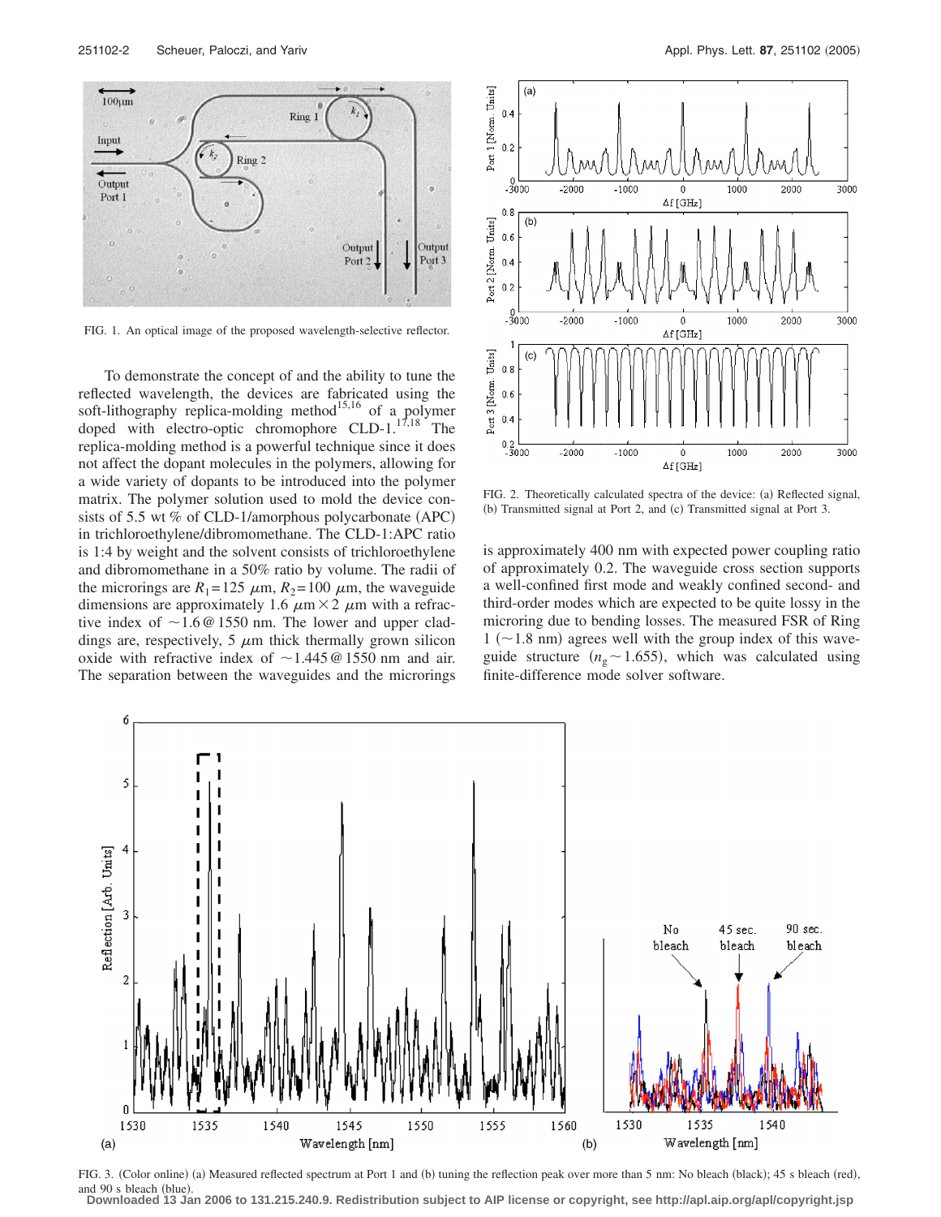FIG. 1. An optical image of the proposed wavelength-selective reflector.

To demonstrate the concept of and the ability to tune the reflected wavelength, the devices are fabricated using the soft-lithography replica-molding method[15,16] of a polymer doped with electro-optic chromophore CLD-1.[17,18] The replica-molding method is a powerful technique since it does not affect the dopant molecules in the polymers, allowing for a wide variety of dopants to be introduced into the polymer matrix. The polymer solution used to mold the device consists of 5.5 wt % of CLD-1/amorphous polycarbonate (APC) in trichloroethylene/dibromomethane. The CLD-1:APC ratio is 1:4 by weight and the solvent consists of trichloroethylene and dibromomethane in a 50% ratio by volume. The radii of the microrings are $R_1=125\ \mu$m, $R_2=100\ \mu$m, the waveguide dimensions are approximately $1.6\ \mu\text{m}\times 2\ \mu$m with a refractive index of ~1.6@1550 nm. The lower and upper claddings are, respectively, 5 $\mu$m thick thermally grown silicon oxide with refractive index of ~1.445@1550 nm and air. The separation between the waveguides and the microrings is approximately 400 nm with expected power coupling ratio of approximately 0.2. The waveguide cross section supports a well-confined first mode and weakly confined second- and third-order modes which are expected to be quite lossy in the microring due to bending losses. The measured FSR of Ring 1 (~1.8 nm) agrees well with the group index of this waveguide structure ($n_g\sim 1.655$), which was calculated using finite-difference mode solver software.

FIG. 2. Theoretically calculated spectra of the device: (a) Reflected signal, (b) Transmitted signal at Port 2, and (c) Transmitted signal at Port 3.

FIG. 3. (Color online) (a) Measured reflected spectrum at Port 1 and (b) tuning the reflection peak over more than 5 nm: No bleach (black); 45 s bleach (red), and 90 s bleach (blue).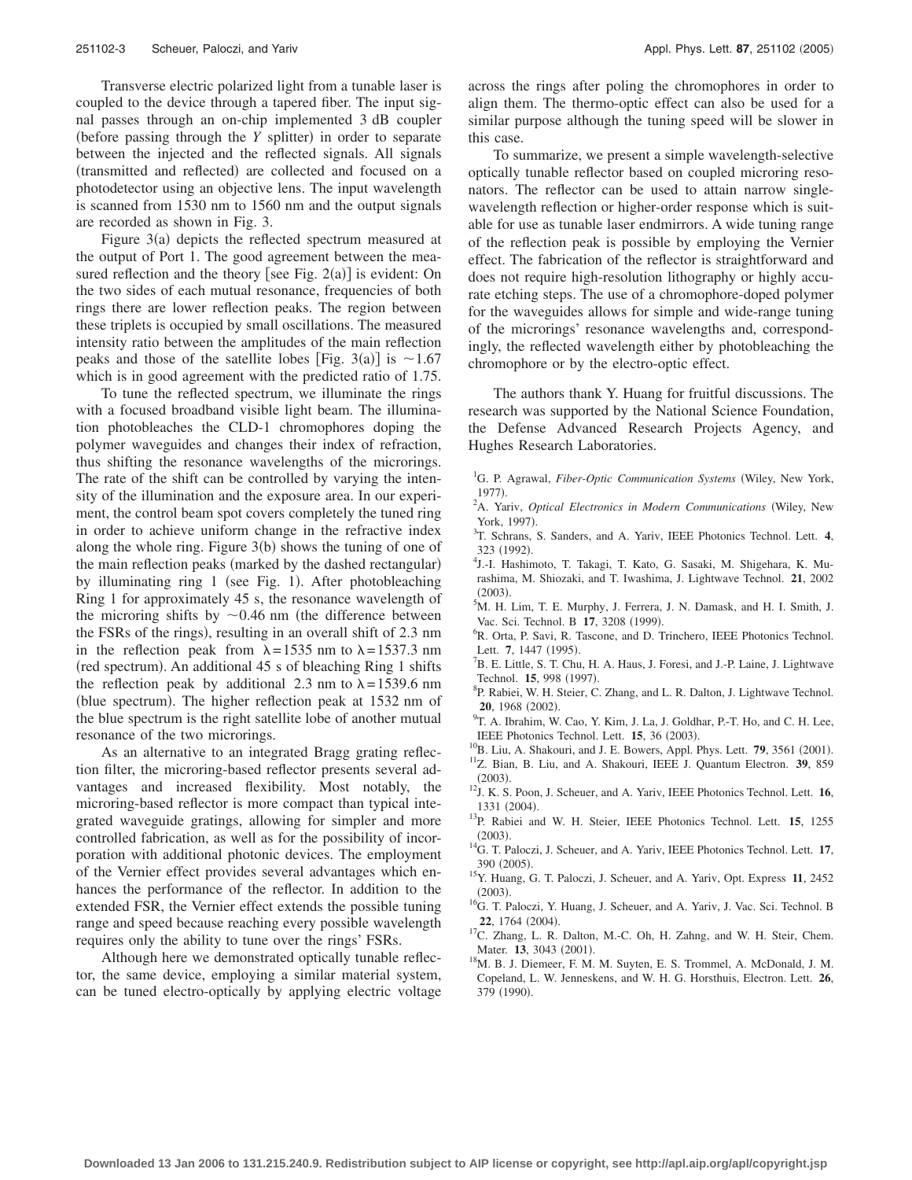Transverse electric polarized light from a tunable laser is coupled to the device through a tapered fiber. The input signal passes through an on-chip implemented 3 dB coupler (before passing through the $Y$ splitter) in order to separate between the injected and the reflected signals. All signals (transmitted and reflected) are collected and focused on a photodetector using an objective lens. The input wavelength is scanned from 1530 nm to 1560 nm and the output signals are recorded as shown in Fig. 3.

Figure 3(a) depicts the reflected spectrum measured at the output of Port 1. The good agreement between the measured reflection and the theory [see Fig. 2(a)] is evident: On the two sides of each mutual resonance, frequencies of both rings there are lower reflection peaks. The region between these triplets is occupied by small oscillations. The measured intensity ratio between the amplitudes of the main reflection peaks and those of the satellite lobes [Fig. 3(a)] is ~1.67 which is in good agreement with the predicted ratio of 1.75.

To tune the reflected spectrum, we illuminate the rings with a focused broadband visible light beam. The illumination photobleaches the CLD-1 chromophores doping the polymer waveguides and changes their index of refraction, thus shifting the resonance wavelengths of the microrings. The rate of the shift can be controlled by varying the intensity of the illumination and the exposure area. In our experiment, the control beam spot covers completely the tuned ring in order to achieve uniform change in the refractive index along the whole ring. Figure 3(b) shows the tuning of one of the main reflection peaks (marked by the dashed rectangular) by illuminating ring 1 (see Fig. 1). After photobleaching Ring 1 for approximately 45 s, the resonance wavelength of the microring shifts by ~0.46 nm (the difference between the FSRs of the rings), resulting in an overall shift of 2.3 nm in the reflection peak from $\lambda = 1535$ nm to $\lambda = 1537.3$ nm (red spectrum). An additional 45 s of bleaching Ring 1 shifts the reflection peak by additional 2.3 nm to $\lambda = 1539.6$ nm (blue spectrum). The higher reflection peak at 1532 nm of the blue spectrum is the right satellite lobe of another mutual resonance of the two microrings.

As an alternative to an integrated Bragg grating reflection filter, the microring-based reflector presents several advantages and increased flexibility. Most notably, the microring-based reflector is more compact than typical integrated waveguide gratings, allowing for simpler and more controlled fabrication, as well as for the possibility of incorporation with additional photonic devices. The employment of the Vernier effect provides several advantages which enhances the performance of the reflector. In addition to the extended FSR, the Vernier effect extends the possible tuning range and speed because reaching every possible wavelength requires only the ability to tune over the rings' FSRs.

Although here we demonstrated optically tunable reflector, the same device, employing a similar material system, can be tuned electro-optically by applying electric voltage across the rings after poling the chromophores in order to align them. The thermo-optic effect can also be used for a similar purpose although the tuning speed will be slower in this case.

To summarize, we present a simple wavelength-selective optically tunable reflector based on coupled microring resonators. The reflector can be used to attain narrow single-wavelength reflection or higher-order response which is suitable for use as tunable laser endmirrors. A wide tuning range of the reflection peak is possible by employing the Vernier effect. The fabrication of the reflector is straightforward and does not require high-resolution lithography or highly accurate etching steps. The use of a chromophore-doped polymer for the waveguides allows for simple and wide-range tuning of the microrings' resonance wavelengths and, correspondingly, the reflected wavelength either by photobleaching the chromophore or by the electro-optic effect.

The authors thank Y. Huang for fruitful discussions. The research was supported by the National Science Foundation, the Defense Advanced Research Projects Agency, and Hughes Research Laboratories.

[1] G. P. Agrawal, *Fiber-Optic Communication Systems* (Wiley, New York, 1977).
[2] A. Yariv, *Optical Electronics in Modern Communications* (Wiley, New York, 1997).
[3] T. Schrans, S. Sanders, and A. Yariv, IEEE Photonics Technol. Lett. **4**, 323 (1992).
[4] J.-I. Hashimoto, T. Takagi, T. Kato, G. Sasaki, M. Shigehara, K. Murashima, M. Shiozaki, and T. Iwashima, J. Lightwave Technol. **21**, 2002 (2003).
[5] M. H. Lim, T. E. Murphy, J. Ferrera, J. N. Damask, and H. I. Smith, J. Vac. Sci. Technol. B **17**, 3208 (1999).
[6] R. Orta, P. Savi, R. Tascone, and D. Trinchero, IEEE Photonics Technol. Lett. **7**, 1447 (1995).
[7] B. E. Little, S. T. Chu, H. A. Haus, J. Foresi, and J.-P. Laine, J. Lightwave Technol. **15**, 998 (1997).
[8] P. Rabiei, W. H. Steier, C. Zhang, and L. R. Dalton, J. Lightwave Technol. **20**, 1968 (2002).
[9] T. A. Ibrahim, W. Cao, Y. Kim, J. La, J. Goldhar, P.-T. Ho, and C. H. Lee, IEEE Photonics Technol. Lett. **15**, 36 (2003).
[10] B. Liu, A. Shakouri, and J. E. Bowers, Appl. Phys. Lett. **79**, 3561 (2001).
[11] Z. Bian, B. Liu, and A. Shakouri, IEEE J. Quantum Electron. **39**, 859 (2003).
[12] J. K. S. Poon, J. Scheuer, and A. Yariv, IEEE Photonics Technol. Lett. **16**, 1331 (2004).
[13] P. Rabiei and W. H. Steier, IEEE Photonics Technol. Lett. **15**, 1255 (2003).
[14] G. T. Paloczi, J. Scheuer, and A. Yariv, IEEE Photonics Technol. Lett. **17**, 390 (2005).
[15] Y. Huang, G. T. Paloczi, J. Scheuer, and A. Yariv, Opt. Express **11**, 2452 (2003).
[16] G. T. Paloczi, Y. Huang, J. Scheuer, and A. Yariv, J. Vac. Sci. Technol. B **22**, 1764 (2004).
[17] C. Zhang, L. R. Dalton, M.-C. Oh, H. Zahng, and W. H. Steir, Chem. Mater. **13**, 3043 (2001).
[18] M. B. J. Diemeer, F. M. M. Suyten, E. S. Trommel, A. McDonald, J. M. Copeland, L. W. Jenneskens, and W. H. G. Horsthuis, Electron. Lett. **26**, 379 (1990).